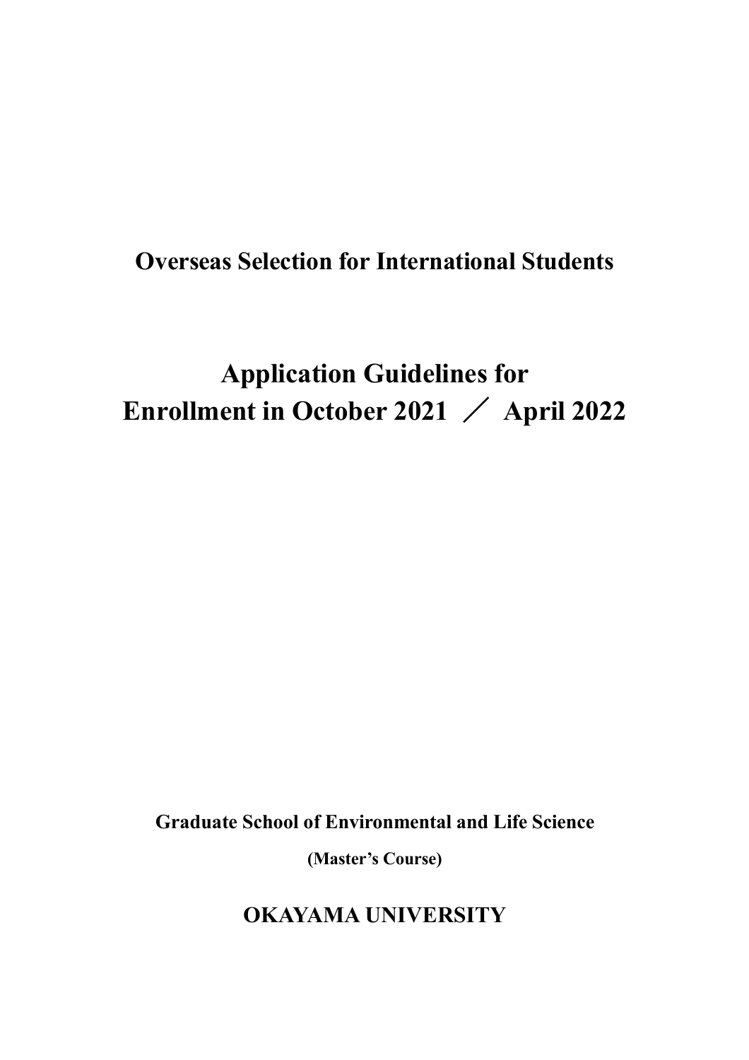**Overseas Selection for International Students**

# Application Guidelines for Enrollment in October 2021 ／ April 2022

**Graduate School of Environmental and Life Science**

**(Master's Course)**

## OKAYAMA UNIVERSITY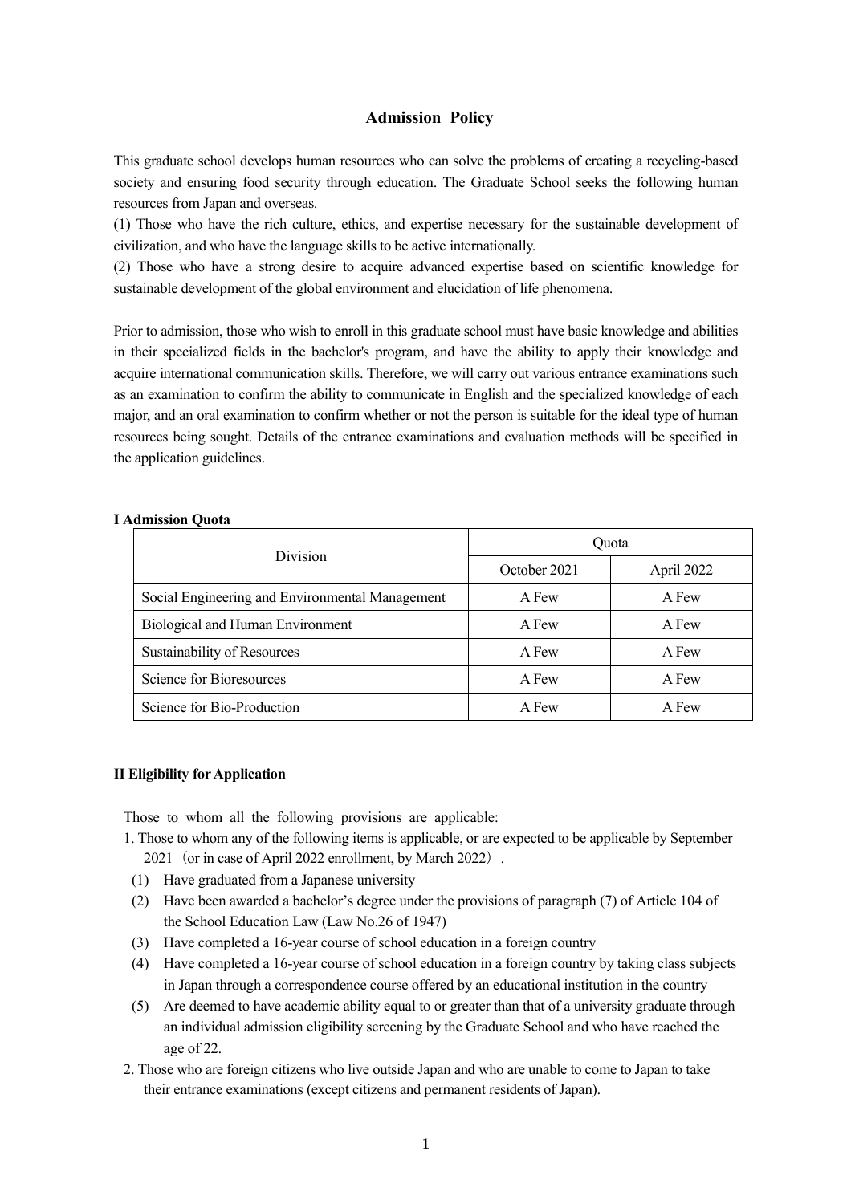## Admission Policy

This graduate school develops human resources who can solve the problems of creating a recycling-based society and ensuring food security through education. The Graduate School seeks the following human resources from Japan and overseas.

(1) Those who have the rich culture, ethics, and expertise necessary for the sustainable development of civilization, and who have the language skills to be active internationally.

(2) Those who have a strong desire to acquire advanced expertise based on scientific knowledge for sustainable development of the global environment and elucidation of life phenomena.

Prior to admission, those who wish to enroll in this graduate school must have basic knowledge and abilities in their specialized fields in the bachelor's program, and have the ability to apply their knowledge and acquire international communication skills. Therefore, we will carry out various entrance examinations such as an examination to confirm the ability to communicate in English and the specialized knowledge of each major, and an oral examination to confirm whether or not the person is suitable for the ideal type of human resources being sought. Details of the entrance examinations and evaluation methods will be specified in the application guidelines.

### I Admission Quota

| Division | Quota | |
|---|---|---|
| | October 2021 | April 2022 |
| Social Engineering and Environmental Management | A Few | A Few |
| Biological and Human Environment | A Few | A Few |
| Sustainability of Resources | A Few | A Few |
| Science for Bioresources | A Few | A Few |
| Science for Bio-Production | A Few | A Few |

### II Eligibility for Application

Those to whom all the following provisions are applicable:

1. Those to whom any of the following items is applicable, or are expected to be applicable by September 2021（or in case of April 2022 enrollment, by March 2022）.
   (1) Have graduated from a Japanese university
   (2) Have been awarded a bachelor’s degree under the provisions of paragraph (7) of Article 104 of the School Education Law (Law No.26 of 1947)
   (3) Have completed a 16-year course of school education in a foreign country
   (4) Have completed a 16-year course of school education in a foreign country by taking class subjects in Japan through a correspondence course offered by an educational institution in the country
   (5) Are deemed to have academic ability equal to or greater than that of a university graduate through an individual admission eligibility screening by the Graduate School and who have reached the age of 22.
2. Those who are foreign citizens who live outside Japan and who are unable to come to Japan to take their entrance examinations (except citizens and permanent residents of Japan).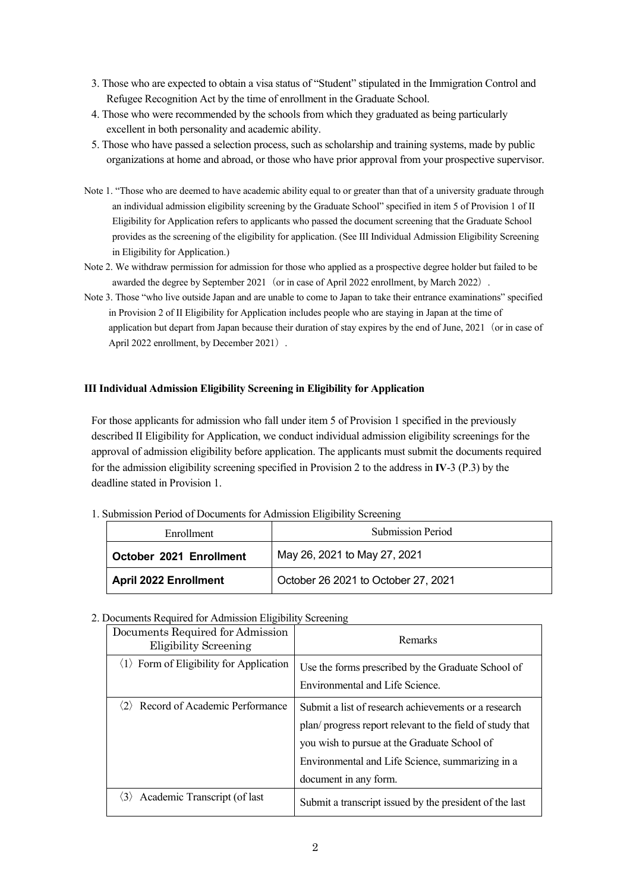3. Those who are expected to obtain a visa status of "Student" stipulated in the Immigration Control and Refugee Recognition Act by the time of enrollment in the Graduate School.
4. Those who were recommended by the schools from which they graduated as being particularly excellent in both personality and academic ability.
5. Those who have passed a selection process, such as scholarship and training systems, made by public organizations at home and abroad, or those who have prior approval from your prospective supervisor.

Note 1. "Those who are deemed to have academic ability equal to or greater than that of a university graduate through an individual admission eligibility screening by the Graduate School" specified in item 5 of Provision 1 of II Eligibility for Application refers to applicants who passed the document screening that the Graduate School provides as the screening of the eligibility for application. (See III Individual Admission Eligibility Screening in Eligibility for Application.)

Note 2. We withdraw permission for admission for those who applied as a prospective degree holder but failed to be awarded the degree by September 2021（or in case of April 2022 enrollment, by March 2022）.

Note 3. Those "who live outside Japan and are unable to come to Japan to take their entrance examinations" specified in Provision 2 of II Eligibility for Application includes people who are staying in Japan at the time of application but depart from Japan because their duration of stay expires by the end of June, 2021（or in case of April 2022 enrollment, by December 2021）.

### III Individual Admission Eligibility Screening in Eligibility for Application

For those applicants for admission who fall under item 5 of Provision 1 specified in the previously described II Eligibility for Application, we conduct individual admission eligibility screenings for the approval of admission eligibility before application. The applicants must submit the documents required for the admission eligibility screening specified in Provision 2 to the address in **IV**-3 (P.3) by the deadline stated in Provision 1.

1. Submission Period of Documents for Admission Eligibility Screening

| Enrollment | Submission Period |
|---|---|
| **October 2021 Enrollment** | May 26, 2021 to May 27, 2021 |
| **April 2022 Enrollment** | October 26 2021 to October 27, 2021 |

2. Documents Required for Admission Eligibility Screening

| Documents Required for Admission Eligibility Screening | Remarks |
|---|---|
| 〈1〉 Form of Eligibility for Application | Use the forms prescribed by the Graduate School of Environmental and Life Science. |
| 〈2〉 Record of Academic Performance | Submit a list of research achievements or a research plan/ progress report relevant to the field of study that you wish to pursue at the Graduate School of Environmental and Life Science, summarizing in a document in any form. |
| 〈3〉 Academic Transcript (of last | Submit a transcript issued by the president of the last |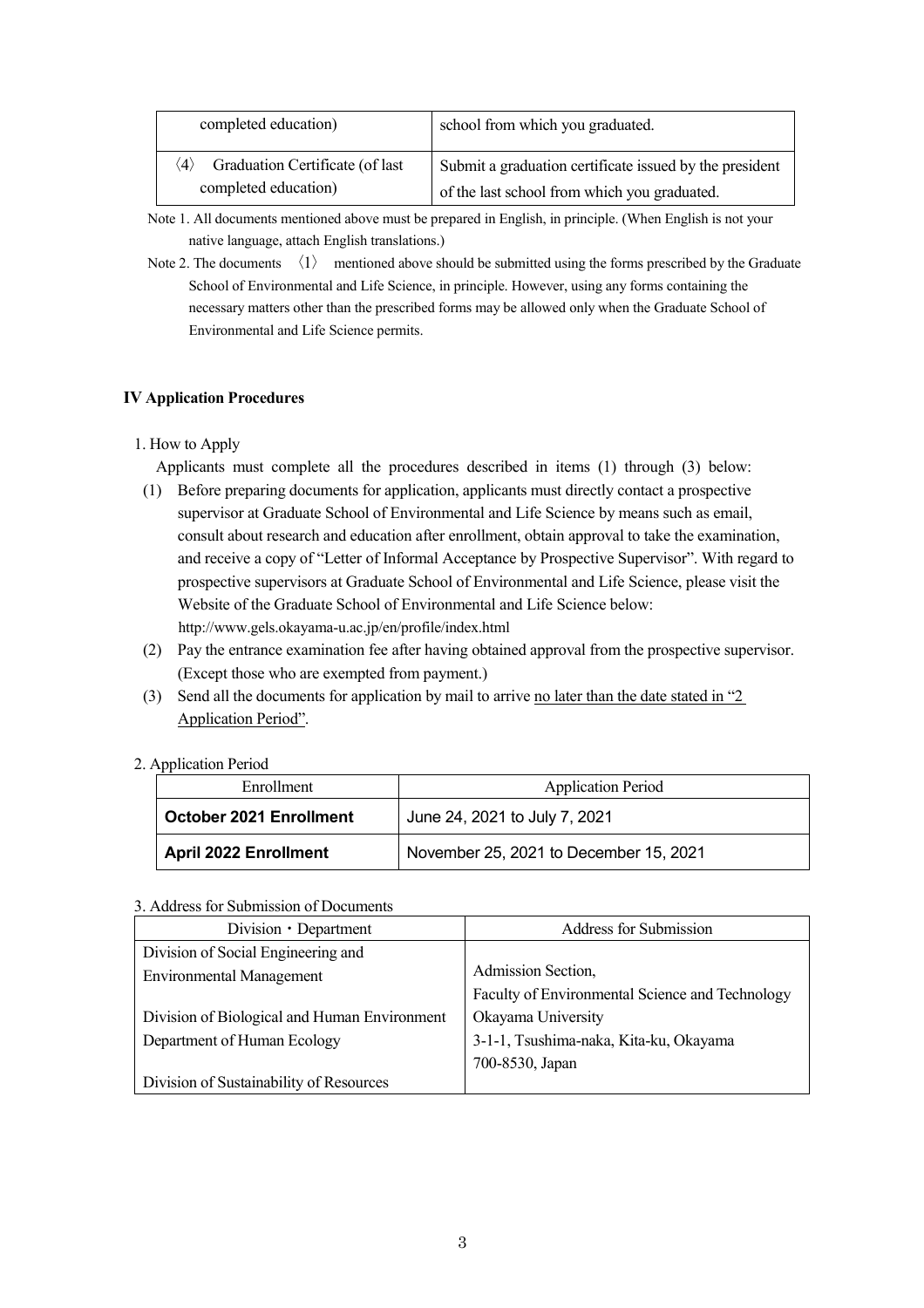| completed education) | school from which you graduated. |
|---|---|
| 〈4〉 Graduation Certificate (of last completed education) | Submit a graduation certificate issued by the president of the last school from which you graduated. |

Note 1. All documents mentioned above must be prepared in English, in principle. (When English is not your native language, attach English translations.)

Note 2. The documents 〈1〉 mentioned above should be submitted using the forms prescribed by the Graduate School of Environmental and Life Science, in principle. However, using any forms containing the necessary matters other than the prescribed forms may be allowed only when the Graduate School of Environmental and Life Science permits.

## IV Application Procedures

1. How to Apply

Applicants must complete all the procedures described in items (1) through (3) below:

(1) Before preparing documents for application, applicants must directly contact a prospective supervisor at Graduate School of Environmental and Life Science by means such as email, consult about research and education after enrollment, obtain approval to take the examination, and receive a copy of "Letter of Informal Acceptance by Prospective Supervisor". With regard to prospective supervisors at Graduate School of Environmental and Life Science, please visit the Website of the Graduate School of Environmental and Life Science below:
http://www.gels.okayama-u.ac.jp/en/profile/index.html

(2) Pay the entrance examination fee after having obtained approval from the prospective supervisor. (Except those who are exempted from payment.)

(3) Send all the documents for application by mail to arrive no later than the date stated in "2 Application Period".

2. Application Period

| Enrollment | Application Period |
|---|---|
| **October 2021 Enrollment** | June 24, 2021 to July 7, 2021 |
| **April 2022 Enrollment** | November 25, 2021 to December 15, 2021 |

3. Address for Submission of Documents

| Division・Department | Address for Submission |
|---|---|
| Division of Social Engineering and Environmental Management<br><br>Division of Biological and Human Environment Department of Human Ecology<br><br>Division of Sustainability of Resources | Admission Section,<br>Faculty of Environmental Science and Technology<br>Okayama University<br>3-1-1, Tsushima-naka, Kita-ku, Okayama<br>700-8530, Japan |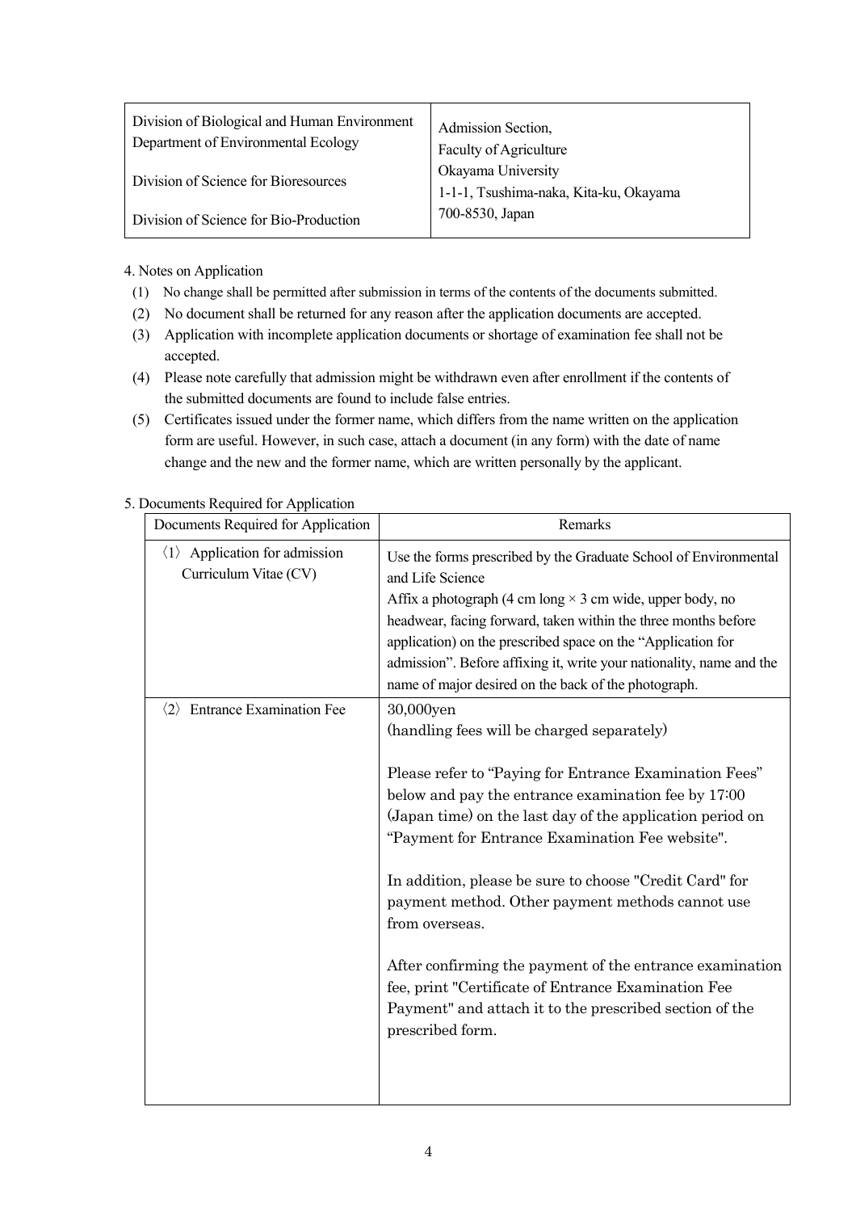| Division of Biological and Human Environment Department of Environmental Ecology<br><br>Division of Science for Bioresources<br><br>Division of Science for Bio-Production | Admission Section,<br>Faculty of Agriculture<br>Okayama University<br>1-1-1, Tsushima-naka, Kita-ku, Okayama<br>700-8530, Japan |
|---|---|

4. Notes on Application

(1) No change shall be permitted after submission in terms of the contents of the documents submitted.

(2) No document shall be returned for any reason after the application documents are accepted.

(3) Application with incomplete application documents or shortage of examination fee shall not be accepted.

(4) Please note carefully that admission might be withdrawn even after enrollment if the contents of the submitted documents are found to include false entries.

(5) Certificates issued under the former name, which differs from the name written on the application form are useful. However, in such case, attach a document (in any form) with the date of name change and the new and the former name, which are written personally by the applicant.

5. Documents Required for Application

| Documents Required for Application | Remarks |
|---|---|
| 〈1〉 Application for admission<br>Curriculum Vitae (CV) | Use the forms prescribed by the Graduate School of Environmental and Life Science<br>Affix a photograph (4 cm long × 3 cm wide, upper body, no headwear, facing forward, taken within the three months before application) on the prescribed space on the "Application for admission". Before affixing it, write your nationality, name and the name of major desired on the back of the photograph. |
| 〈2〉 Entrance Examination Fee | 30,000yen<br>(handling fees will be charged separately)<br><br>Please refer to "Paying for Entrance Examination Fees" below and pay the entrance examination fee by 17:00 (Japan time) on the last day of the application period on "Payment for Entrance Examination Fee website".<br><br>In addition, please be sure to choose "Credit Card" for payment method. Other payment methods cannot use from overseas.<br><br>After confirming the payment of the entrance examination fee, print "Certificate of Entrance Examination Fee Payment" and attach it to the prescribed section of the prescribed form. |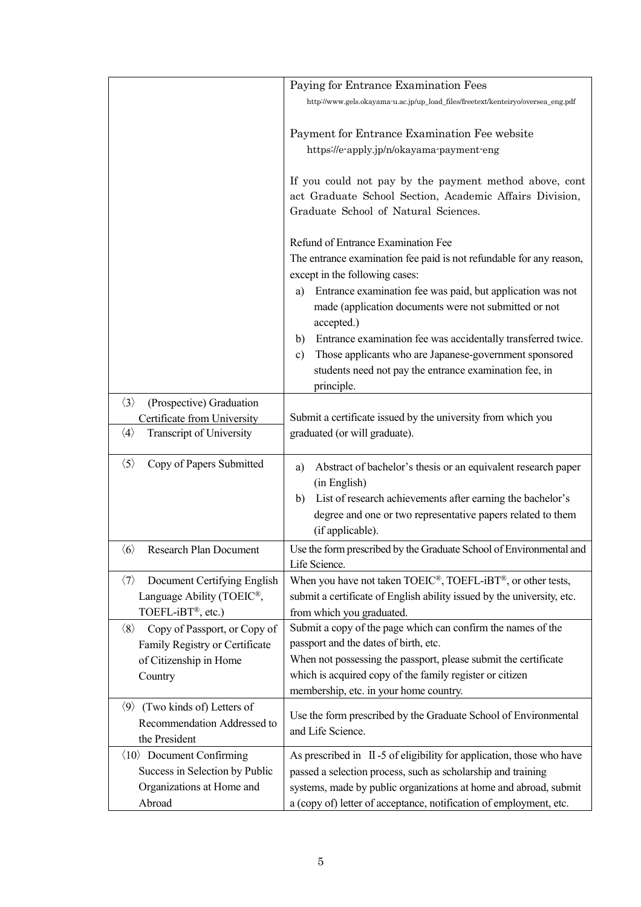| | |
|---|---|
| | Paying for Entrance Examination Fees<br>http://www.gels.okayama-u.ac.jp/up_load_files/freetext/kenteiryo/oversea_eng.pdf<br><br>Payment for Entrance Examination Fee website<br>https://e-apply.jp/n/okayama-payment-eng<br><br>If you could not pay by the payment method above, cont act Graduate School Section, Academic Affairs Division, Graduate School of Natural Sciences.<br><br>Refund of Entrance Examination Fee<br>The entrance examination fee paid is not refundable for any reason, except in the following cases:<br>a) Entrance examination fee was paid, but application was not made (application documents were not submitted or not accepted.)<br>b) Entrance examination fee was accidentally transferred twice.<br>c) Those applicants who are Japanese-government sponsored students need not pay the entrance examination fee, in principle. |
| 〈3〉 (Prospective) Graduation Certificate from University<br>〈4〉 Transcript of University | Submit a certificate issued by the university from which you graduated (or will graduate). |
| 〈5〉 Copy of Papers Submitted | a) Abstract of bachelor's thesis or an equivalent research paper (in English)<br>b) List of research achievements after earning the bachelor's degree and one or two representative papers related to them (if applicable). |
| 〈6〉 Research Plan Document | Use the form prescribed by the Graduate School of Environmental and Life Science. |
| 〈7〉 Document Certifying English Language Ability (TOEIC®, TOEFL-iBT®, etc.) | When you have not taken TOEIC®, TOEFL-iBT®, or other tests, submit a certificate of English ability issued by the university, etc. from which you graduated. |
| 〈8〉 Copy of Passport, or Copy of Family Registry or Certificate of Citizenship in Home Country | Submit a copy of the page which can confirm the names of the passport and the dates of birth, etc.<br>When not possessing the passport, please submit the certificate which is acquired copy of the family register or citizen membership, etc. in your home country. |
| 〈9〉 (Two kinds of) Letters of Recommendation Addressed to the President | Use the form prescribed by the Graduate School of Environmental and Life Science. |
| 〈10〉 Document Confirming Success in Selection by Public Organizations at Home and Abroad | As prescribed in Ⅱ-5 of eligibility for application, those who have passed a selection process, such as scholarship and training systems, made by public organizations at home and abroad, submit a (copy of) letter of acceptance, notification of employment, etc. |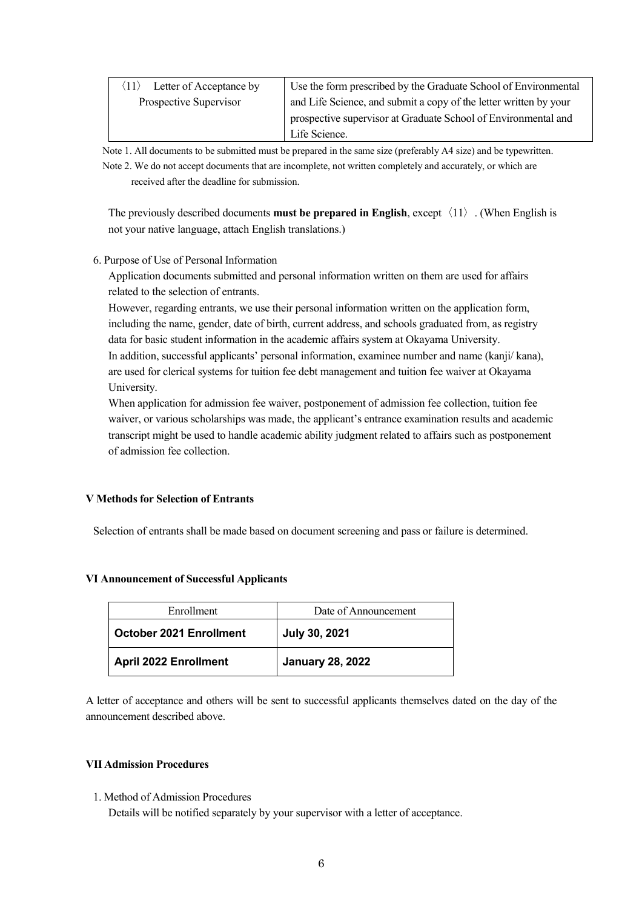| 〈11〉 Letter of Acceptance by Prospective Supervisor | Use the form prescribed by the Graduate School of Environmental and Life Science, and submit a copy of the letter written by your prospective supervisor at Graduate School of Environmental and Life Science. |
|---|---|

Note 1. All documents to be submitted must be prepared in the same size (preferably A4 size) and be typewritten.

Note 2. We do not accept documents that are incomplete, not written completely and accurately, or which are received after the deadline for submission.

The previously described documents **must be prepared in English**, except 〈11〉. (When English is not your native language, attach English translations.)

6. Purpose of Use of Personal Information

Application documents submitted and personal information written on them are used for affairs related to the selection of entrants.

However, regarding entrants, we use their personal information written on the application form, including the name, gender, date of birth, current address, and schools graduated from, as registry data for basic student information in the academic affairs system at Okayama University.

In addition, successful applicants' personal information, examinee number and name (kanji/ kana), are used for clerical systems for tuition fee debt management and tuition fee waiver at Okayama University.

When application for admission fee waiver, postponement of admission fee collection, tuition fee waiver, or various scholarships was made, the applicant's entrance examination results and academic transcript might be used to handle academic ability judgment related to affairs such as postponement of admission fee collection.

## V Methods for Selection of Entrants

Selection of entrants shall be made based on document screening and pass or failure is determined.

## VI Announcement of Successful Applicants

| Enrollment | Date of Announcement |
|---|---|
| **October 2021 Enrollment** | **July 30, 2021** |
| **April 2022 Enrollment** | **January 28, 2022** |

A letter of acceptance and others will be sent to successful applicants themselves dated on the day of the announcement described above.

## VII Admission Procedures

1. Method of Admission Procedures

Details will be notified separately by your supervisor with a letter of acceptance.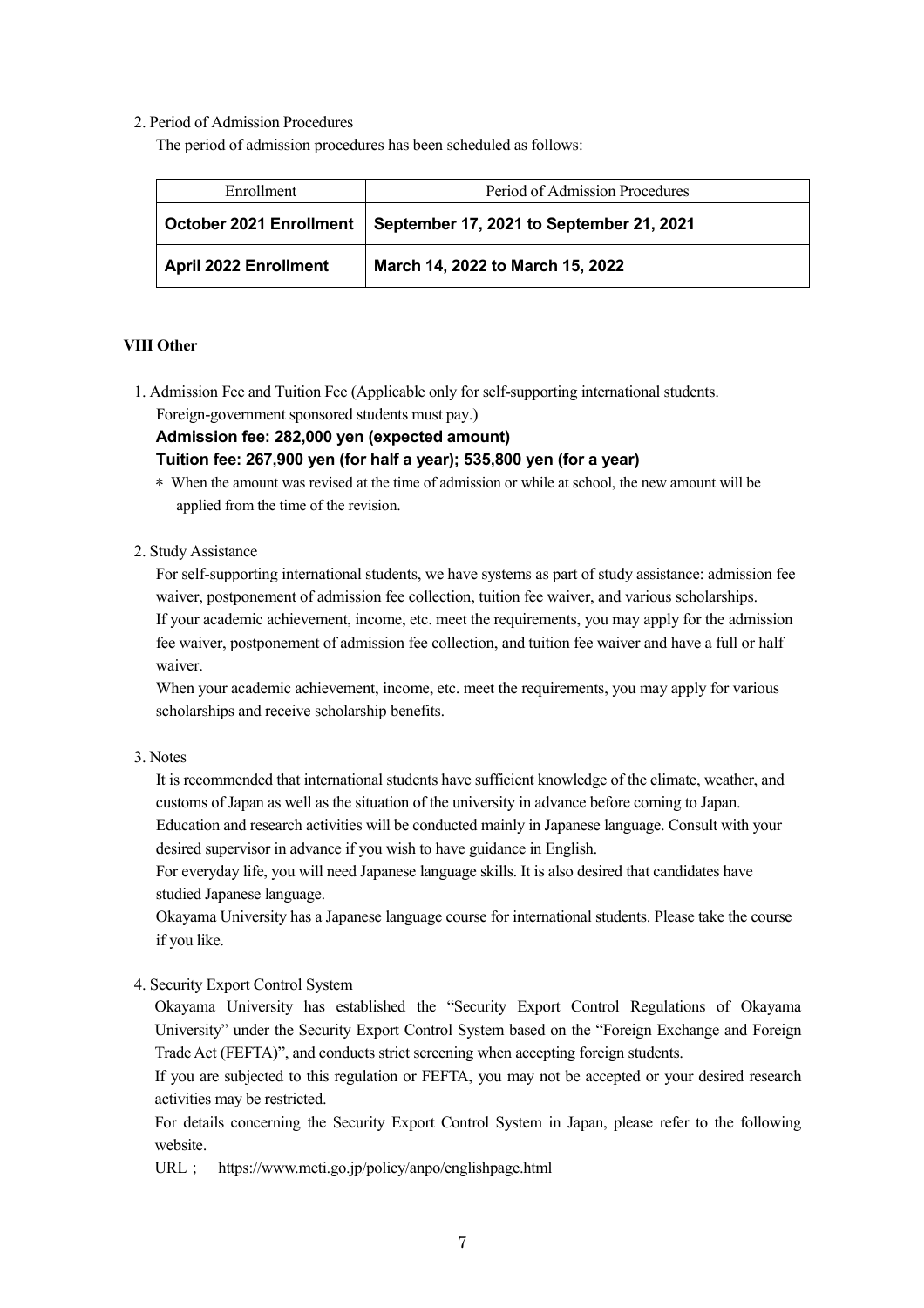2. Period of Admission Procedures

The period of admission procedures has been scheduled as follows:

| Enrollment | Period of Admission Procedures |
|---|---|
| **October 2021 Enrollment** | **September 17, 2021 to September 21, 2021** |
| **April 2022 Enrollment** | **March 14, 2022 to March 15, 2022** |

## VIII Other

1. Admission Fee and Tuition Fee (Applicable only for self-supporting international students. Foreign-government sponsored students must pay.)

   **Admission fee: 282,000 yen (expected amount)**

   **Tuition fee: 267,900 yen (for half a year); 535,800 yen (for a year)**

   \* When the amount was revised at the time of admission or while at school, the new amount will be applied from the time of the revision.

2. Study Assistance

   For self-supporting international students, we have systems as part of study assistance: admission fee waiver, postponement of admission fee collection, tuition fee waiver, and various scholarships.
   If your academic achievement, income, etc. meet the requirements, you may apply for the admission fee waiver, postponement of admission fee collection, and tuition fee waiver and have a full or half waiver.
   When your academic achievement, income, etc. meet the requirements, you may apply for various scholarships and receive scholarship benefits.

3. Notes

   It is recommended that international students have sufficient knowledge of the climate, weather, and customs of Japan as well as the situation of the university in advance before coming to Japan.
   Education and research activities will be conducted mainly in Japanese language. Consult with your desired supervisor in advance if you wish to have guidance in English.
   For everyday life, you will need Japanese language skills. It is also desired that candidates have studied Japanese language.
   Okayama University has a Japanese language course for international students. Please take the course if you like.

4. Security Export Control System

   Okayama University has established the "Security Export Control Regulations of Okayama University" under the Security Export Control System based on the "Foreign Exchange and Foreign Trade Act (FEFTA)", and conducts strict screening when accepting foreign students.
   If you are subjected to this regulation or FEFTA, you may not be accepted or your desired research activities may be restricted.
   For details concerning the Security Export Control System in Japan, please refer to the following website.
   URL ; https://www.meti.go.jp/policy/anpo/englishpage.html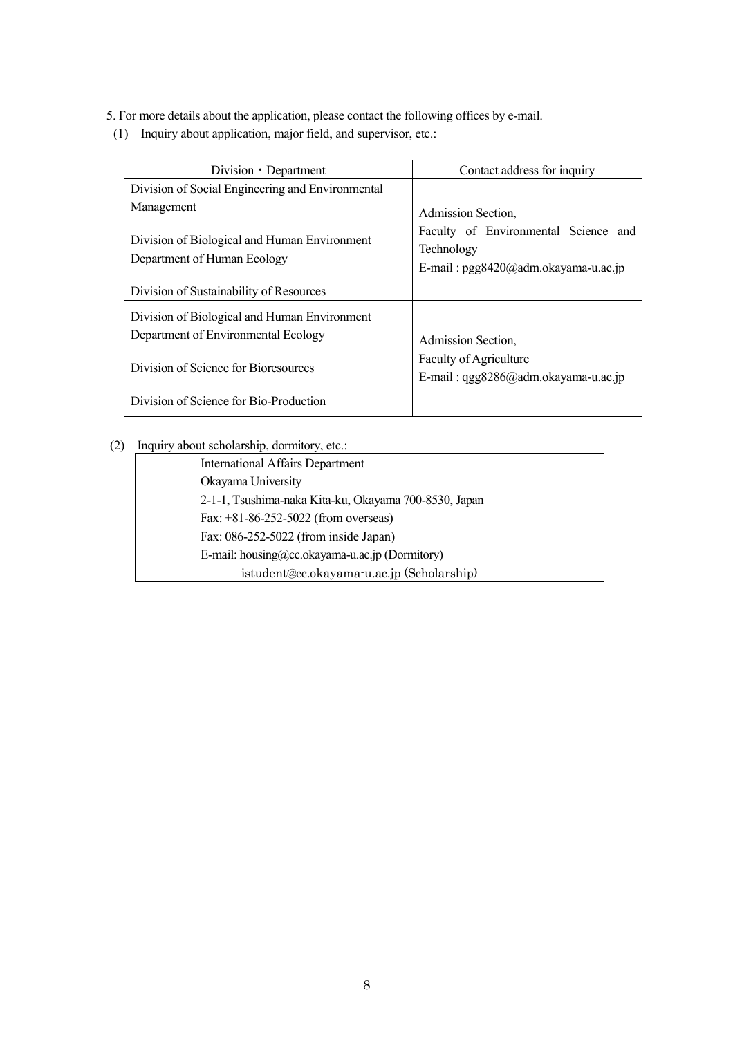5. For more details about the application, please contact the following offices by e-mail.

(1) Inquiry about application, major field, and supervisor, etc.:

| Division・Department | Contact address for inquiry |
|---|---|
| Division of Social Engineering and Environmental Management<br><br>Division of Biological and Human Environment Department of Human Ecology<br><br>Division of Sustainability of Resources | Admission Section,<br>Faculty of Environmental Science and Technology<br>E-mail : pgg8420@adm.okayama-u.ac.jp |
| Division of Biological and Human Environment Department of Environmental Ecology<br><br>Division of Science for Bioresources<br><br>Division of Science for Bio-Production | Admission Section,<br>Faculty of Agriculture<br>E-mail : qgg8286@adm.okayama-u.ac.jp |

(2) Inquiry about scholarship, dormitory, etc.:

International Affairs Department
Okayama University
2-1-1, Tsushima-naka Kita-ku, Okayama 700-8530, Japan
Fax: +81-86-252-5022 (from overseas)
Fax: 086-252-5022 (from inside Japan)
E-mail: housing@cc.okayama-u.ac.jp (Dormitory)
istudent@cc.okayama-u.ac.jp (Scholarship)